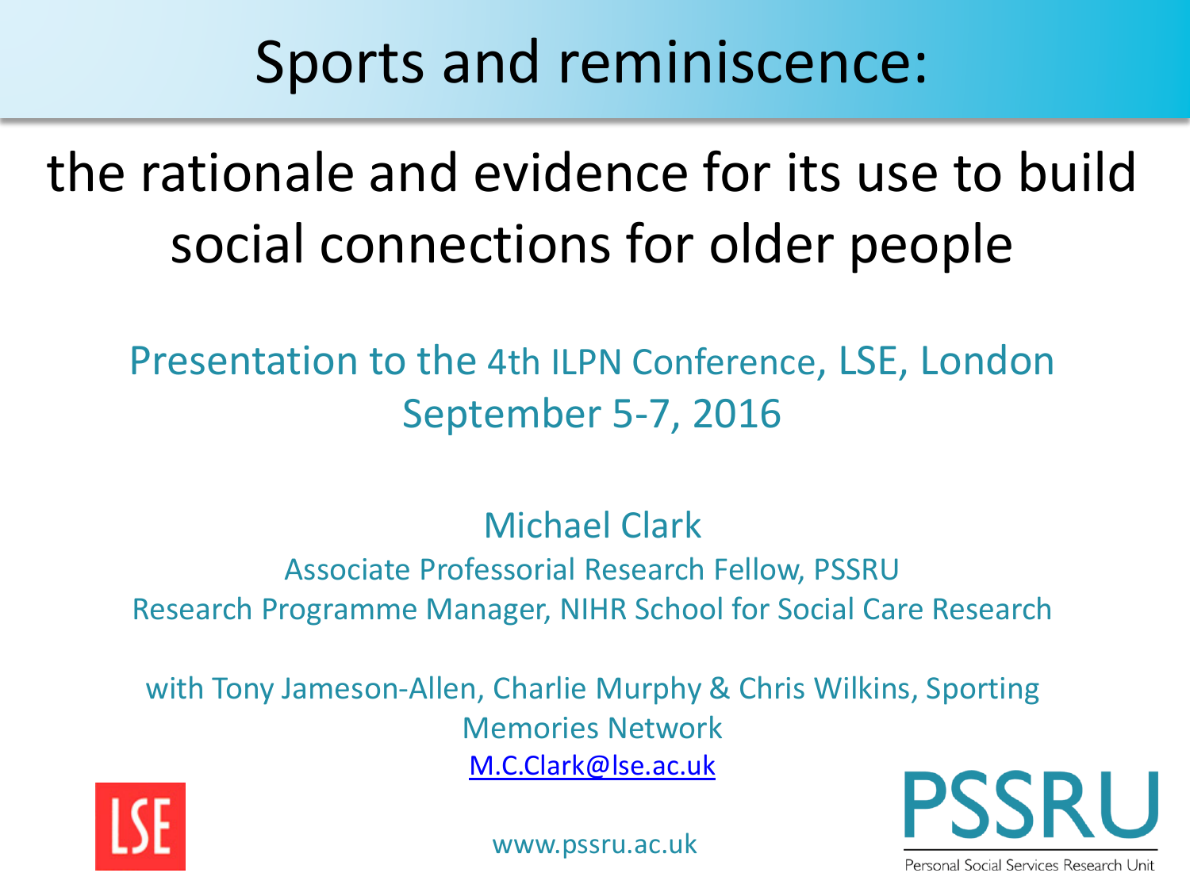# Sports and reminiscence:

## the rationale and evidence for its use to build social connections for older people

Presentation to the 4th ILPN Conference, LSE, London
September 5-7, 2016

Michael Clark
Associate Professorial Research Fellow, PSSRU
Research Programme Manager, NIHR School for Social Care Research

with Tony Jameson-Allen, Charlie Murphy & Chris Wilkins, Sporting Memories Network
M.C.Clark@lse.ac.uk

LSE

www.pssru.ac.uk

PSSRU
Personal Social Services Research Unit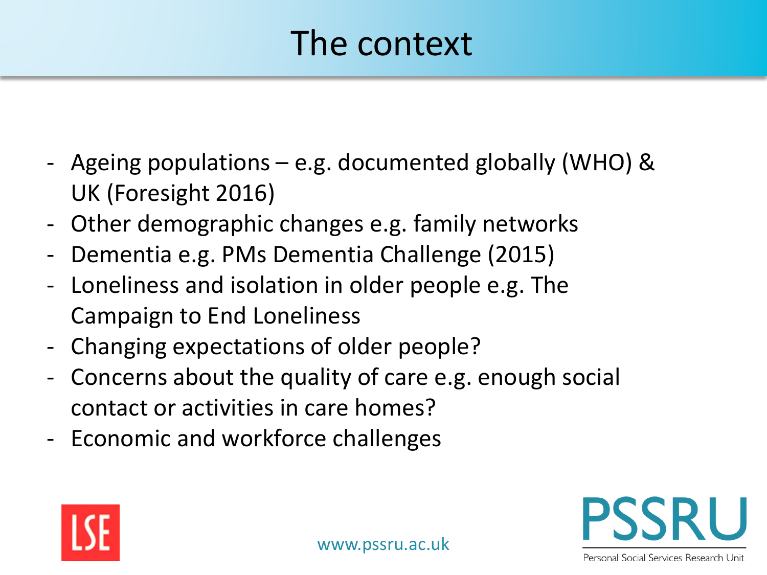# The context

- Ageing populations – e.g. documented globally (WHO) & UK (Foresight 2016)
- Other demographic changes e.g. family networks
- Dementia e.g. PMs Dementia Challenge (2015)
- Loneliness and isolation in older people e.g. The Campaign to End Loneliness
- Changing expectations of older people?
- Concerns about the quality of care e.g. enough social contact or activities in care homes?
- Economic and workforce challenges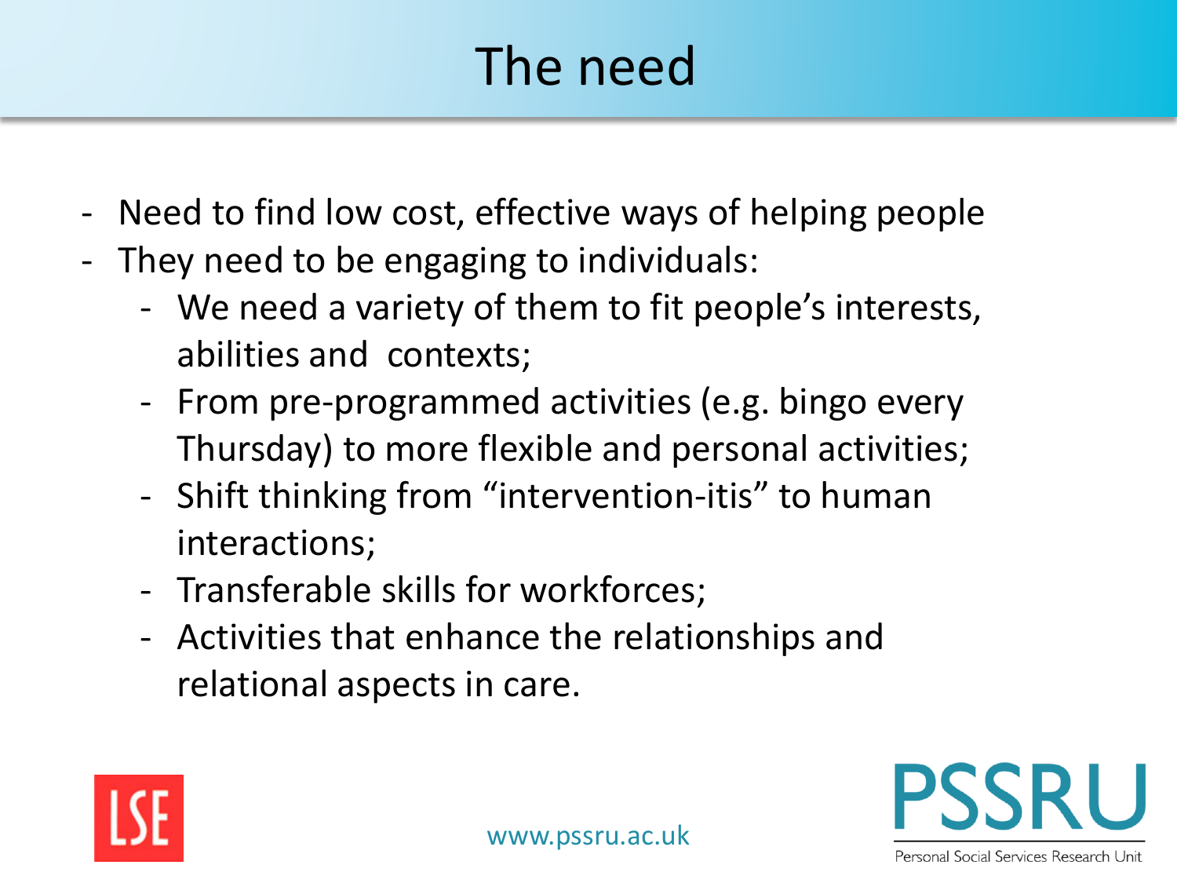# The need

- Need to find low cost, effective ways of helping people
- They need to be engaging to individuals:
  - We need a variety of them to fit people's interests, abilities and contexts;
  - From pre-programmed activities (e.g. bingo every Thursday) to more flexible and personal activities;
  - Shift thinking from "intervention-itis" to human interactions;
  - Transferable skills for workforces;
  - Activities that enhance the relationships and relational aspects in care.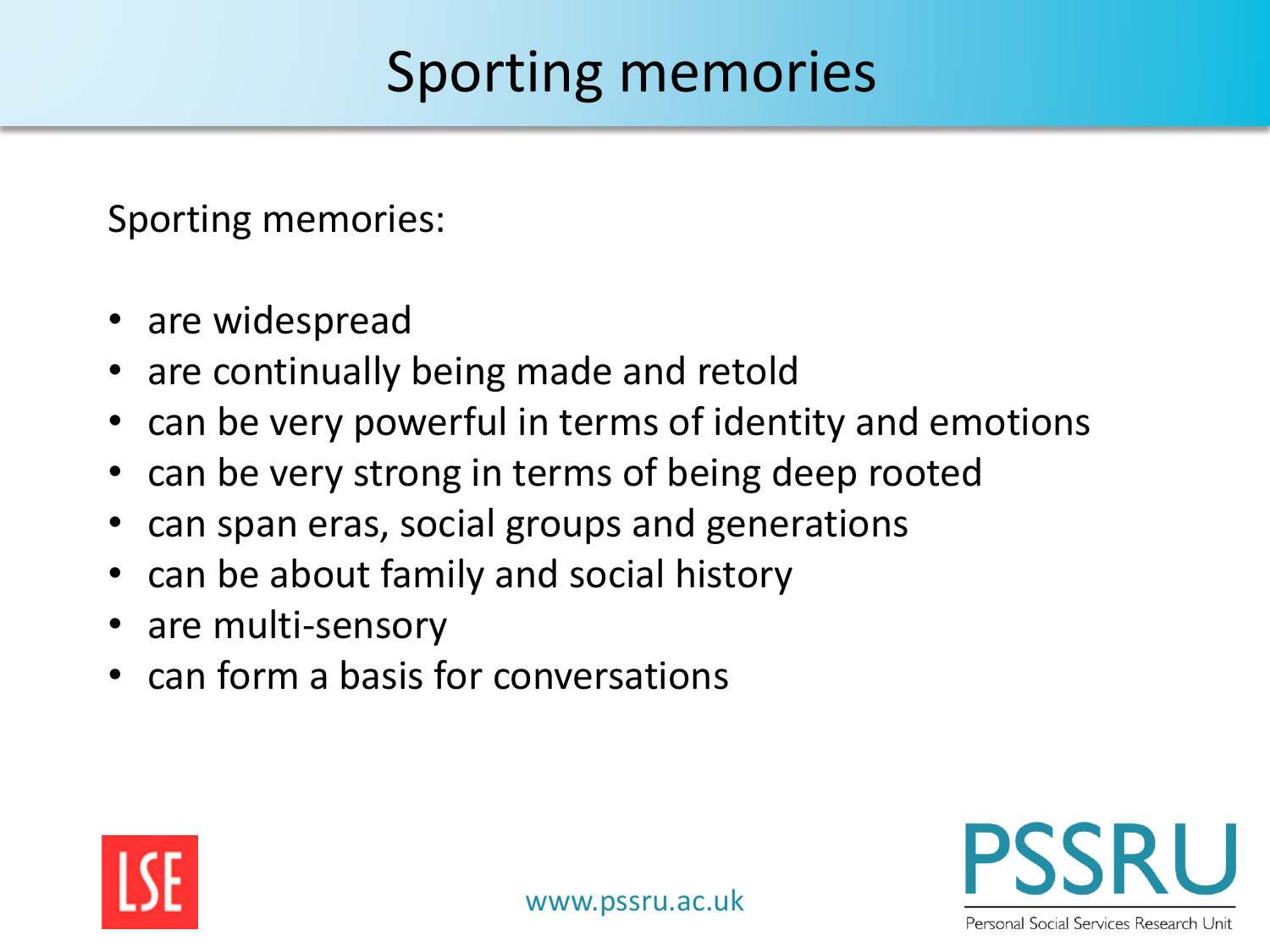# Sporting memories

Sporting memories:

- are widespread
- are continually being made and retold
- can be very powerful in terms of identity and emotions
- can be very strong in terms of being deep rooted
- can span eras, social groups and generations
- can be about family and social history
- are multi-sensory
- can form a basis for conversations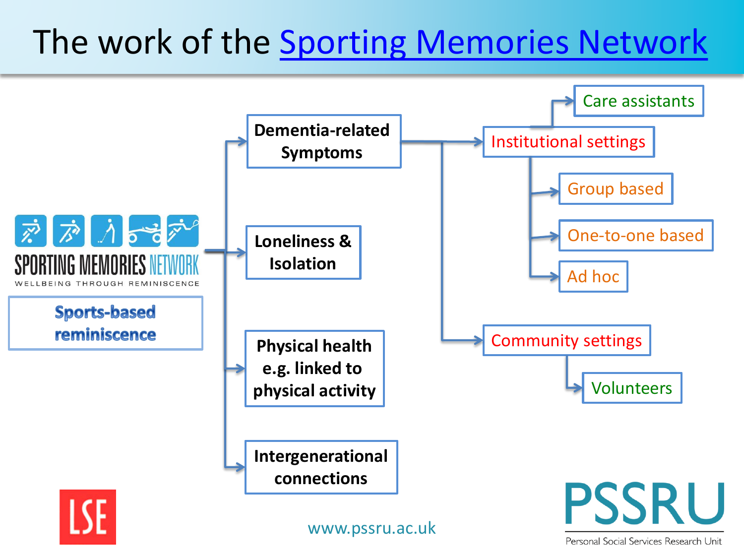# The work of the Sporting Memories Network

SPORTING MEMORIES NETWORK

WELLBEING THROUGH REMINISCENCE

**Sports-based reminiscence**

- **Dementia-related Symptoms**
  - Institutional settings
    - Care assistants
    - Group based
    - One-to-one based
    - Ad hoc
  - Community settings
    - Volunteers
- **Loneliness & Isolation**
- **Physical health e.g. linked to physical activity**
- **Intergenerational connections**

LSE

www.pssru.ac.uk

PSSRU

Personal Social Services Research Unit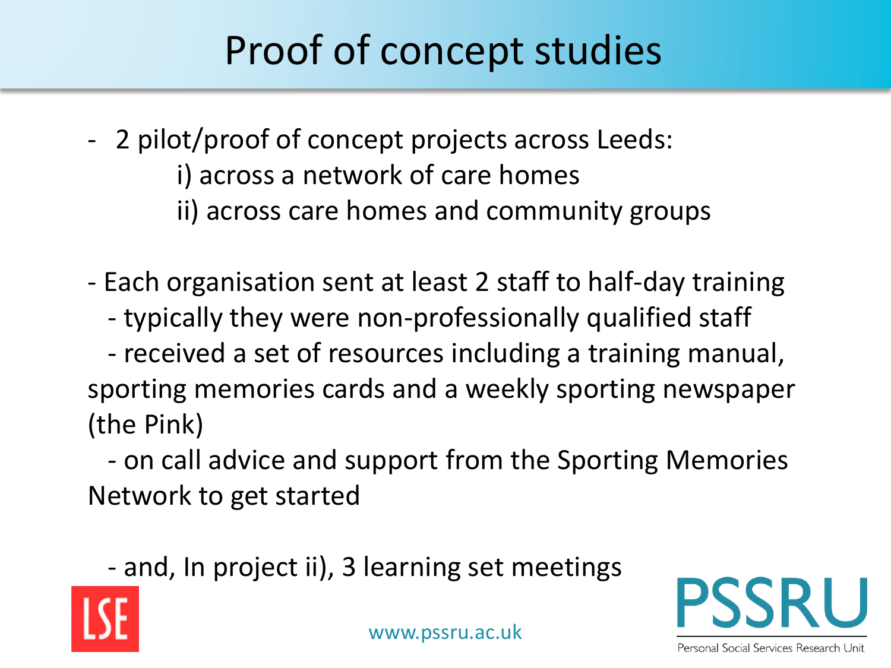# Proof of concept studies

- 2 pilot/proof of concept projects across Leeds:
  - i) across a network of care homes
  - ii) across care homes and community groups

- Each organisation sent at least 2 staff to half-day training
  - typically they were non-professionally qualified staff
  - received a set of resources including a training manual, sporting memories cards and a weekly sporting newspaper (the Pink)
  - on call advice and support from the Sporting Memories Network to get started

  - and, In project ii), 3 learning set meetings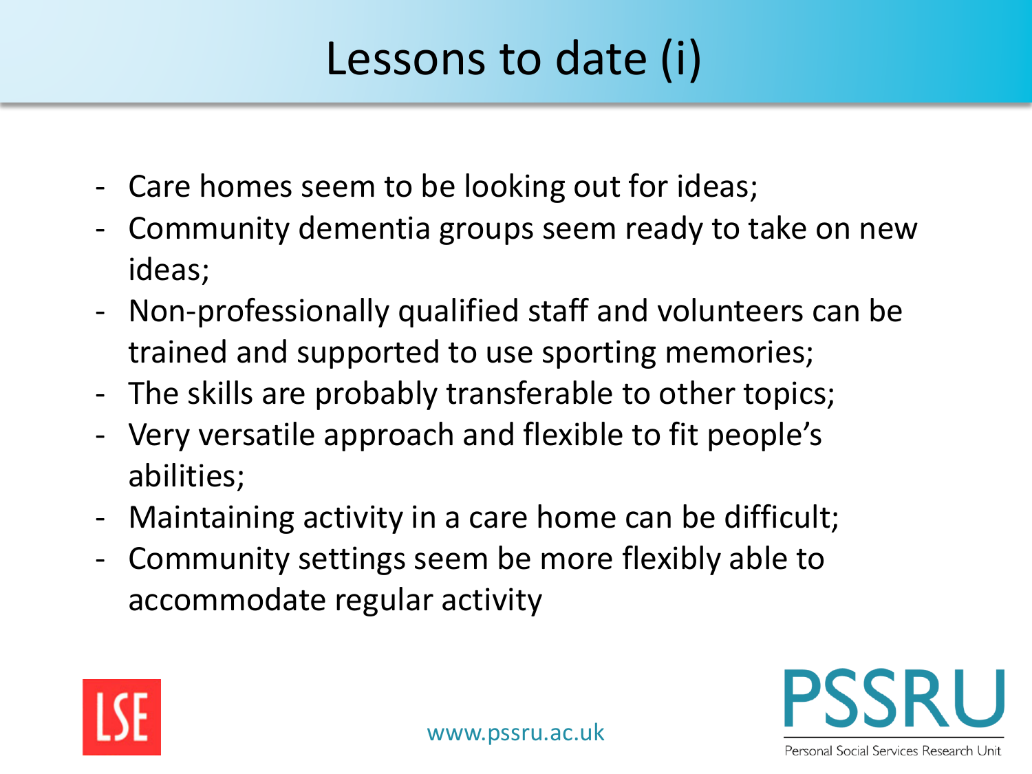# Lessons to date (i)

- Care homes seem to be looking out for ideas;
- Community dementia groups seem ready to take on new ideas;
- Non-professionally qualified staff and volunteers can be trained and supported to use sporting memories;
- The skills are probably transferable to other topics;
- Very versatile approach and flexible to fit people's abilities;
- Maintaining activity in a care home can be difficult;
- Community settings seem be more flexibly able to accommodate regular activity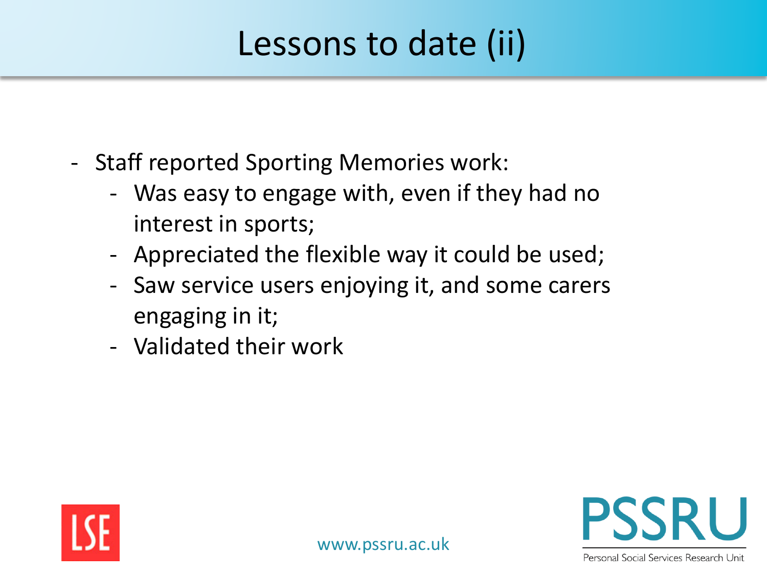# Lessons to date (ii)

- Staff reported Sporting Memories work:
  - Was easy to engage with, even if they had no interest in sports;
  - Appreciated the flexible way it could be used;
  - Saw service users enjoying it, and some carers engaging in it;
  - Validated their work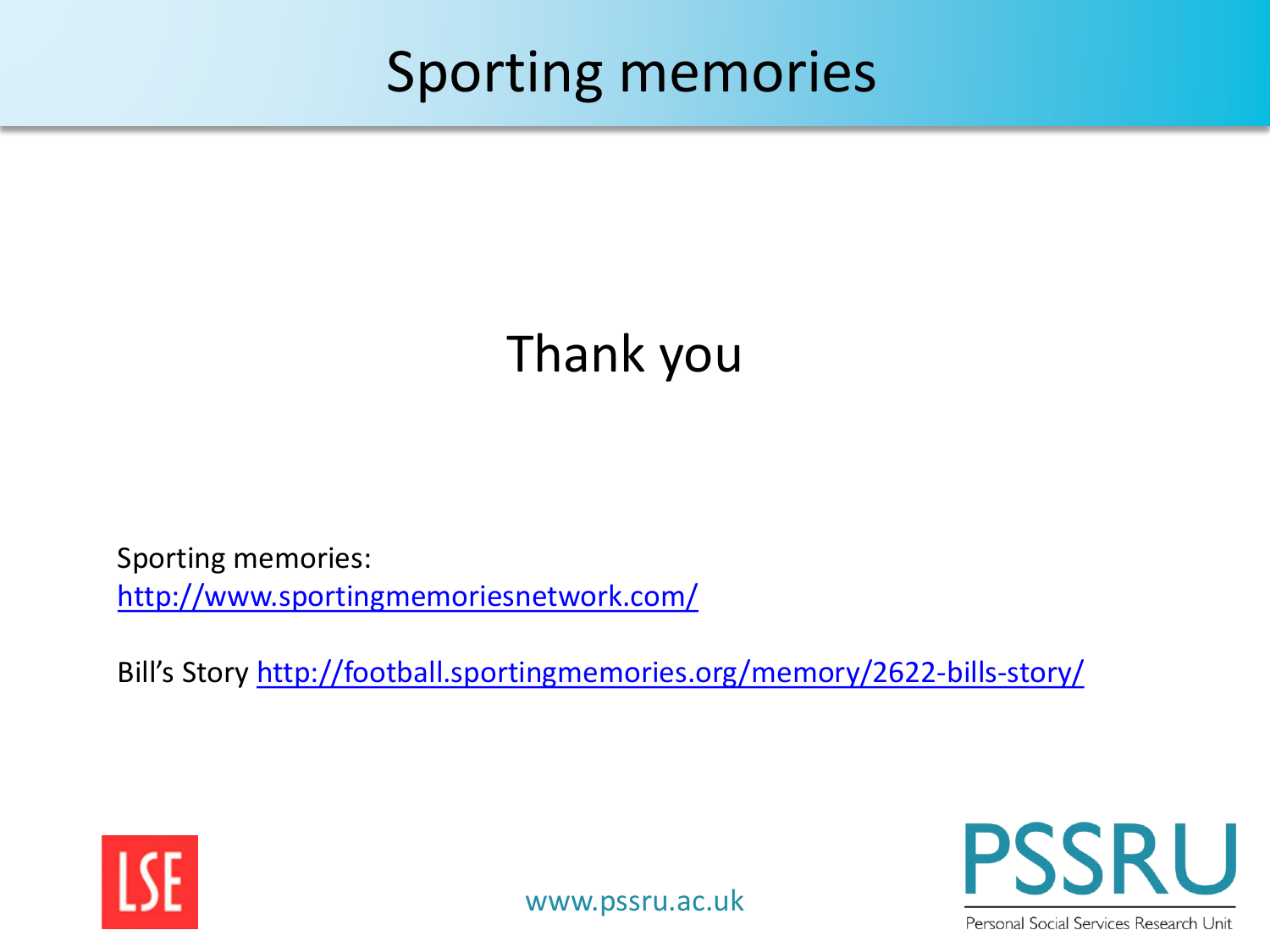# Sporting memories

Thank you

Sporting memories:
http://www.sportingmemoriesnetwork.com/

Bill's Story http://football.sportingmemories.org/memory/2622-bills-story/

LSE

www.pssru.ac.uk

PSSRU

Personal Social Services Research Unit